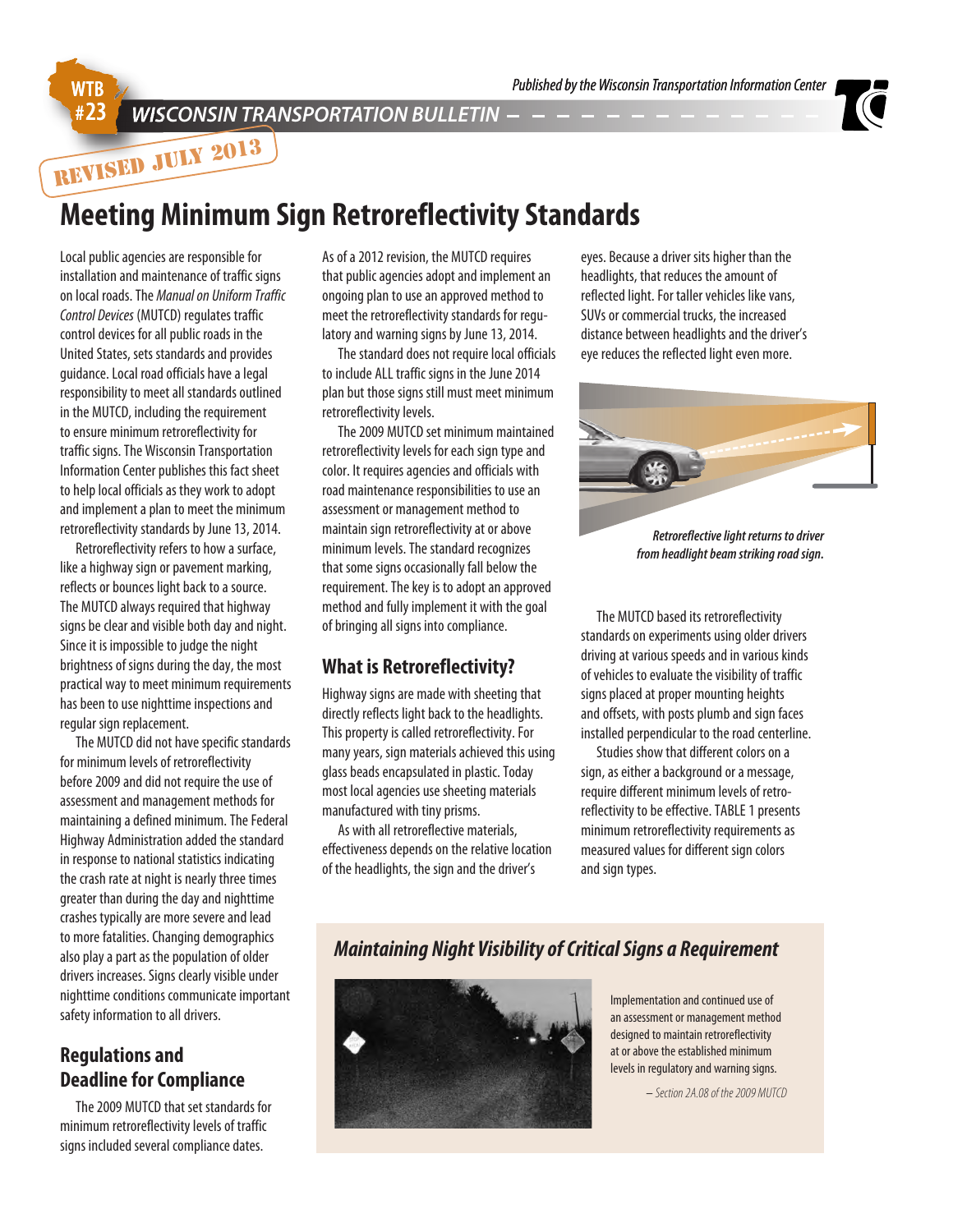WTB #23 WISCONSIN TRANSPORTATION BULLETIN

Published by the Wisconsin Transportation Information Center

REVISED JULY 2013

# Meeting Minimum Sign Retroreflectivity Standards

Local public agencies are responsible for installation and maintenance of traffic signs on local roads. The *Manual on Uniform Traffic Control Devices* (MUTCD) regulates traffic control devices for all public roads in the United States, sets standards and provides guidance. Local road officials have a legal responsibility to meet all standards outlined in the MUTCD, including the requirement to ensure minimum retroreflectivity for traffic signs. The Wisconsin Transportation Information Center publishes this fact sheet to help local officials as they work to adopt and implement a plan to meet the minimum retroreflectivity standards by June 13, 2014.

Retroreflectivity refers to how a surface, like a highway sign or pavement marking, reflects or bounces light back to a source. The MUTCD always required that highway signs be clear and visible both day and night. Since it is impossible to judge the night brightness of signs during the day, the most practical way to meet minimum requirements has been to use nighttime inspections and regular sign replacement.

The MUTCD did not have specific standards for minimum levels of retroreflectivity before 2009 and did not require the use of assessment and management methods for maintaining a defined minimum. The Federal Highway Administration added the standard in response to national statistics indicating the crash rate at night is nearly three times greater than during the day and nighttime crashes typically are more severe and lead to more fatalities. Changing demographics also play a part as the population of older drivers increases. Signs clearly visible under nighttime conditions communicate important safety information to all drivers.

## Regulations and Deadline for Compliance

The 2009 MUTCD that set standards for minimum retroreflectivity levels of traffic signs included several compliance dates. As of a 2012 revision, the MUTCD requires that public agencies adopt and implement an ongoing plan to use an approved method to meet the retroreflectivity standards for regulatory and warning signs by June 13, 2014.

The standard does not require local officials to include ALL traffic signs in the June 2014 plan but those signs still must meet minimum retroreflectivity levels.

The 2009 MUTCD set minimum maintained retroreflectivity levels for each sign type and color. It requires agencies and officials with road maintenance responsibilities to use an assessment or management method to maintain sign retroreflectivity at or above minimum levels. The standard recognizes that some signs occasionally fall below the requirement. The key is to adopt an approved method and fully implement it with the goal of bringing all signs into compliance.

## What is Retroreflectivity?

Highway signs are made with sheeting that directly reflects light back to the headlights. This property is called retroreflectivity. For many years, sign materials achieved this using glass beads encapsulated in plastic. Today most local agencies use sheeting materials manufactured with tiny prisms.

As with all retroreflective materials, effectiveness depends on the relative location of the headlights, the sign and the driver's eyes. Because a driver sits higher than the headlights, that reduces the amount of reflected light. For taller vehicles like vans, SUVs or commercial trucks, the increased distance between headlights and the driver's eye reduces the reflected light even more.

***Retroreflective light returns to driver from headlight beam striking road sign.***

The MUTCD based its retroreflectivity standards on experiments using older drivers driving at various speeds and in various kinds of vehicles to evaluate the visibility of traffic signs placed at proper mounting heights and offsets, with posts plumb and sign faces installed perpendicular to the road centerline.

Studies show that different colors on a sign, as either a background or a message, require different minimum levels of retroreflectivity to be effective. TABLE 1 presents minimum retroreflectivity requirements as measured values for different sign colors and sign types.

### *Maintaining Night Visibility of Critical Signs a Requirement*

Implementation and continued use of an assessment or management method designed to maintain retroreflectivity at or above the established minimum levels in regulatory and warning signs.

*– Section 2A.08 of the 2009 MUTCD*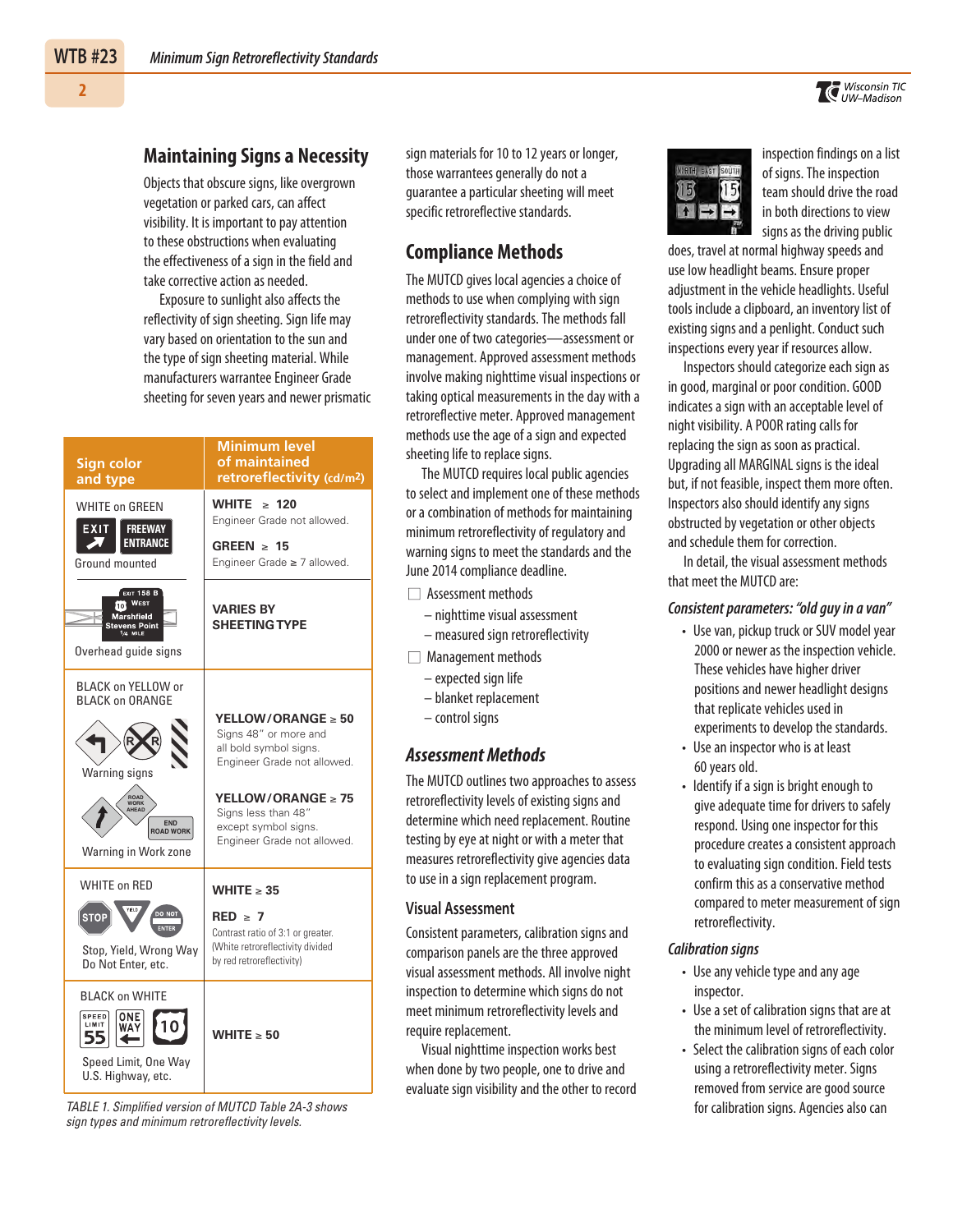## Maintaining Signs a Necessity

Objects that obscure signs, like overgrown vegetation or parked cars, can affect visibility. It is important to pay attention to these obstructions when evaluating the effectiveness of a sign in the field and take corrective action as needed.

Exposure to sunlight also affects the reflectivity of sign sheeting. Sign life may vary based on orientation to the sun and the type of sign sheeting material. While manufacturers warrantee Engineer Grade sheeting for seven years and newer prismatic sign materials for 10 to 12 years or longer, those warrantees generally do not a guarantee a particular sheeting will meet specific retroreflective standards.

| Sign color and type | Minimum level of maintained retroreflectivity (cd/m2) |
|---|---|
| WHITE on GREEN<br>Ground mounted | **WHITE ≥ 120** Engineer Grade not allowed.<br>**GREEN ≥ 15** Engineer Grade ≥ 7 allowed. |
| Overhead guide signs | **VARIES BY SHEETING TYPE** |
| BLACK on YELLOW or BLACK on ORANGE<br>Warning signs | **YELLOW/ORANGE ≥ 50** Signs 48" or more and all bold symbol signs. Engineer Grade not allowed. |
| Warning in Work zone | **YELLOW/ORANGE ≥ 75** Signs less than 48" except symbol signs. Engineer Grade not allowed. |
| WHITE on RED<br>Stop, Yield, Wrong Way Do Not Enter, etc. | **WHITE ≥ 35**<br>**RED ≥ 7** Contrast ratio of 3:1 or greater. (White retroreflectivity divided by red retroreflectivity) |
| BLACK on WHITE<br>Speed Limit, One Way U.S. Highway, etc. | **WHITE ≥ 50** |

*TABLE 1. Simplified version of MUTCD Table 2A-3 shows sign types and minimum retroreflectivity levels.*

## Compliance Methods

The MUTCD gives local agencies a choice of methods to use when complying with sign retroreflectivity standards. The methods fall under one of two categories—assessment or management. Approved assessment methods involve making nighttime visual inspections or taking optical measurements in the day with a retroreflective meter. Approved management methods use the age of a sign and expected sheeting life to replace signs.

The MUTCD requires local public agencies to select and implement one of these methods or a combination of methods for maintaining minimum retroreflectivity of regulatory and warning signs to meet the standards and the June 2014 compliance deadline.

- Assessment methods
  - nighttime visual assessment
  - measured sign retroreflectivity
- Management methods
  - expected sign life
  - blanket replacement
  - control signs

## *Assessment Methods*

The MUTCD outlines two approaches to assess retroreflectivity levels of existing signs and determine which need replacement. Routine testing by eye at night or with a meter that measures retroreflectivity give agencies data to use in a sign replacement program.

### Visual Assessment

Consistent parameters, calibration signs and comparison panels are the three approved visual assessment methods. All involve night inspection to determine which signs do not meet minimum retroreflectivity levels and require replacement.

Visual nighttime inspection works best when done by two people, one to drive and evaluate sign visibility and the other to record inspection findings on a list of signs. The inspection team should drive the road in both directions to view signs as the driving public does, travel at normal highway speeds and use low headlight beams. Ensure proper adjustment in the vehicle headlights. Useful tools include a clipboard, an inventory list of existing signs and a penlight. Conduct such inspections every year if resources allow.

Inspectors should categorize each sign as in good, marginal or poor condition. GOOD indicates a sign with an acceptable level of night visibility. A POOR rating calls for replacing the sign as soon as practical. Upgrading all MARGINAL signs is the ideal but, if not feasible, inspect them more often. Inspectors also should identify any signs obstructed by vegetation or other objects and schedule them for correction.

In detail, the visual assessment methods that meet the MUTCD are:

#### *Consistent parameters: "old guy in a van"*

- Use van, pickup truck or SUV model year 2000 or newer as the inspection vehicle. These vehicles have higher driver positions and newer headlight designs that replicate vehicles used in experiments to develop the standards.
- Use an inspector who is at least 60 years old.
- Identify if a sign is bright enough to give adequate time for drivers to safely respond. Using one inspector for this procedure creates a consistent approach to evaluating sign condition. Field tests confirm this as a conservative method compared to meter measurement of sign retroreflectivity.

#### *Calibration signs*

- Use any vehicle type and any age inspector.
- Use a set of calibration signs that are at the minimum level of retroreflectivity.
- Select the calibration signs of each color using a retroreflectivity meter. Signs removed from service are good source for calibration signs. Agencies also can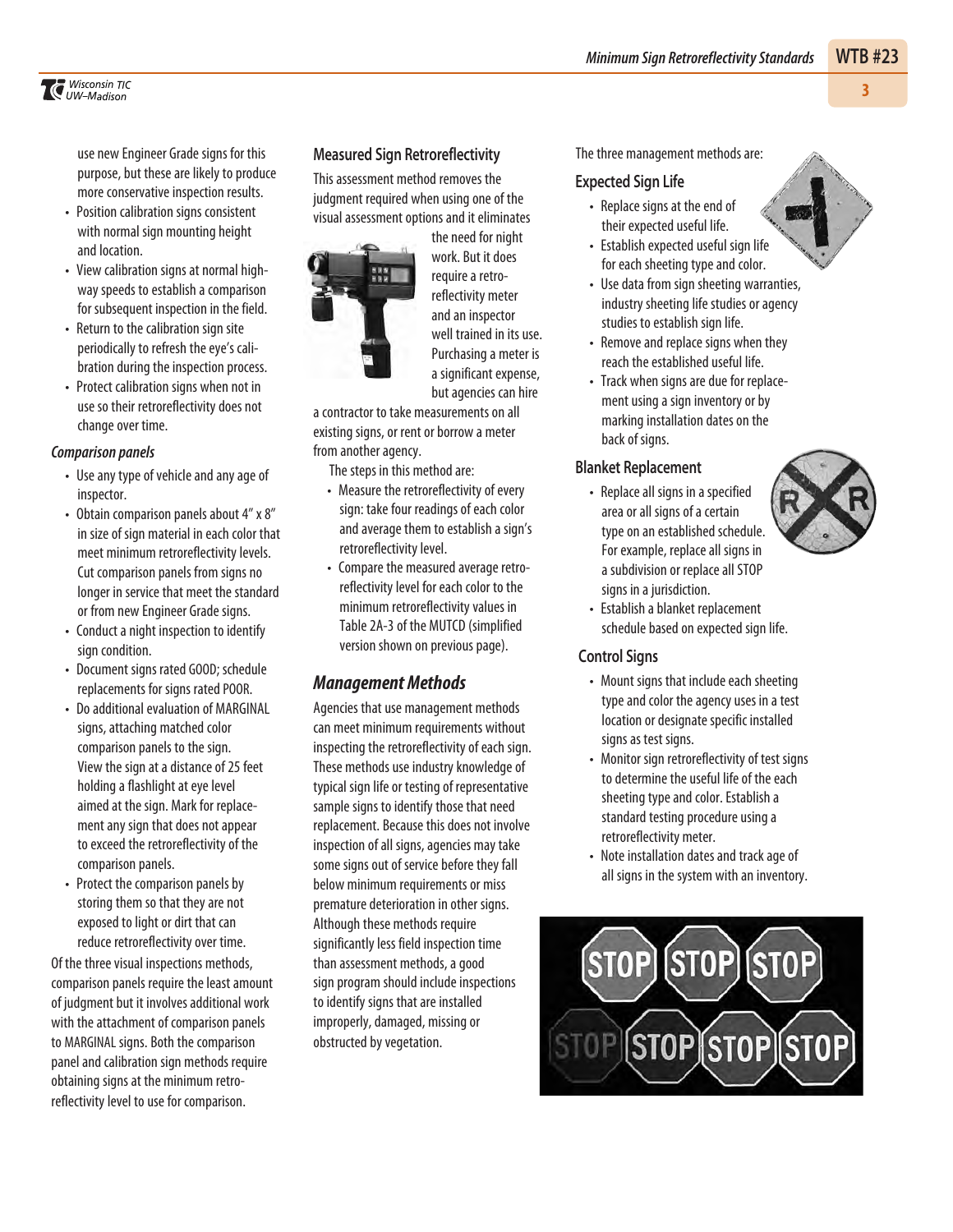use new Engineer Grade signs for this purpose, but these are likely to produce more conservative inspection results.

- Position calibration signs consistent with normal sign mounting height and location.
- View calibration signs at normal highway speeds to establish a comparison for subsequent inspection in the field.
- Return to the calibration sign site periodically to refresh the eye's calibration during the inspection process.
- Protect calibration signs when not in use so their retroreflectivity does not change over time.

*Comparison panels*

- Use any type of vehicle and any age of inspector.
- Obtain comparison panels about 4" x 8" in size of sign material in each color that meet minimum retroreflectivity levels. Cut comparison panels from signs no longer in service that meet the standard or from new Engineer Grade signs.
- Conduct a night inspection to identify sign condition.
- Document signs rated GOOD; schedule replacements for signs rated POOR.
- Do additional evaluation of MARGINAL signs, attaching matched color comparison panels to the sign. View the sign at a distance of 25 feet holding a flashlight at eye level aimed at the sign. Mark for replacement any sign that does not appear to exceed the retroreflectivity of the comparison panels.
- Protect the comparison panels by storing them so that they are not exposed to light or dirt that can reduce retroreflectivity over time.

Of the three visual inspections methods, comparison panels require the least amount of judgment but it involves additional work with the attachment of comparison panels to MARGINAL signs. Both the comparison panel and calibration sign methods require obtaining signs at the minimum retroreflectivity level to use for comparison.

### Measured Sign Retroreflectivity

This assessment method removes the judgment required when using one of the visual assessment options and it eliminates the need for night work. But it does require a retroreflectivity meter and an inspector well trained in its use. Purchasing a meter is a significant expense, but agencies can hire a contractor to take measurements on all existing signs, or rent or borrow a meter from another agency.

The steps in this method are:

- Measure the retroreflectivity of every sign: take four readings of each color and average them to establish a sign's retroreflectivity level.
- Compare the measured average retroreflectivity level for each color to the minimum retroreflectivity values in Table 2A-3 of the MUTCD (simplified version shown on previous page).

## *Management Methods*

Agencies that use management methods can meet minimum requirements without inspecting the retroreflectivity of each sign. These methods use industry knowledge of typical sign life or testing of representative sample signs to identify those that need replacement. Because this does not involve inspection of all signs, agencies may take some signs out of service before they fall below minimum requirements or miss premature deterioration in other signs. Although these methods require significantly less field inspection time than assessment methods, a good sign program should include inspections to identify signs that are installed improperly, damaged, missing or obstructed by vegetation.

The three management methods are:

### Expected Sign Life

- Replace signs at the end of their expected useful life.
- Establish expected useful sign life for each sheeting type and color.
- Use data from sign sheeting warranties, industry sheeting life studies or agency studies to establish sign life.
- Remove and replace signs when they reach the established useful life.
- Track when signs are due for replacement using a sign inventory or by marking installation dates on the back of signs.

### Blanket Replacement

- Replace all signs in a specified area or all signs of a certain type on an established schedule. For example, replace all signs in a subdivision or replace all STOP signs in a jurisdiction.
- Establish a blanket replacement schedule based on expected sign life.

### Control Signs

- Mount signs that include each sheeting type and color the agency uses in a test location or designate specific installed signs as test signs.
- Monitor sign retroreflectivity of test signs to determine the useful life of the each sheeting type and color. Establish a standard testing procedure using a retroreflectivity meter.
- Note installation dates and track age of all signs in the system with an inventory.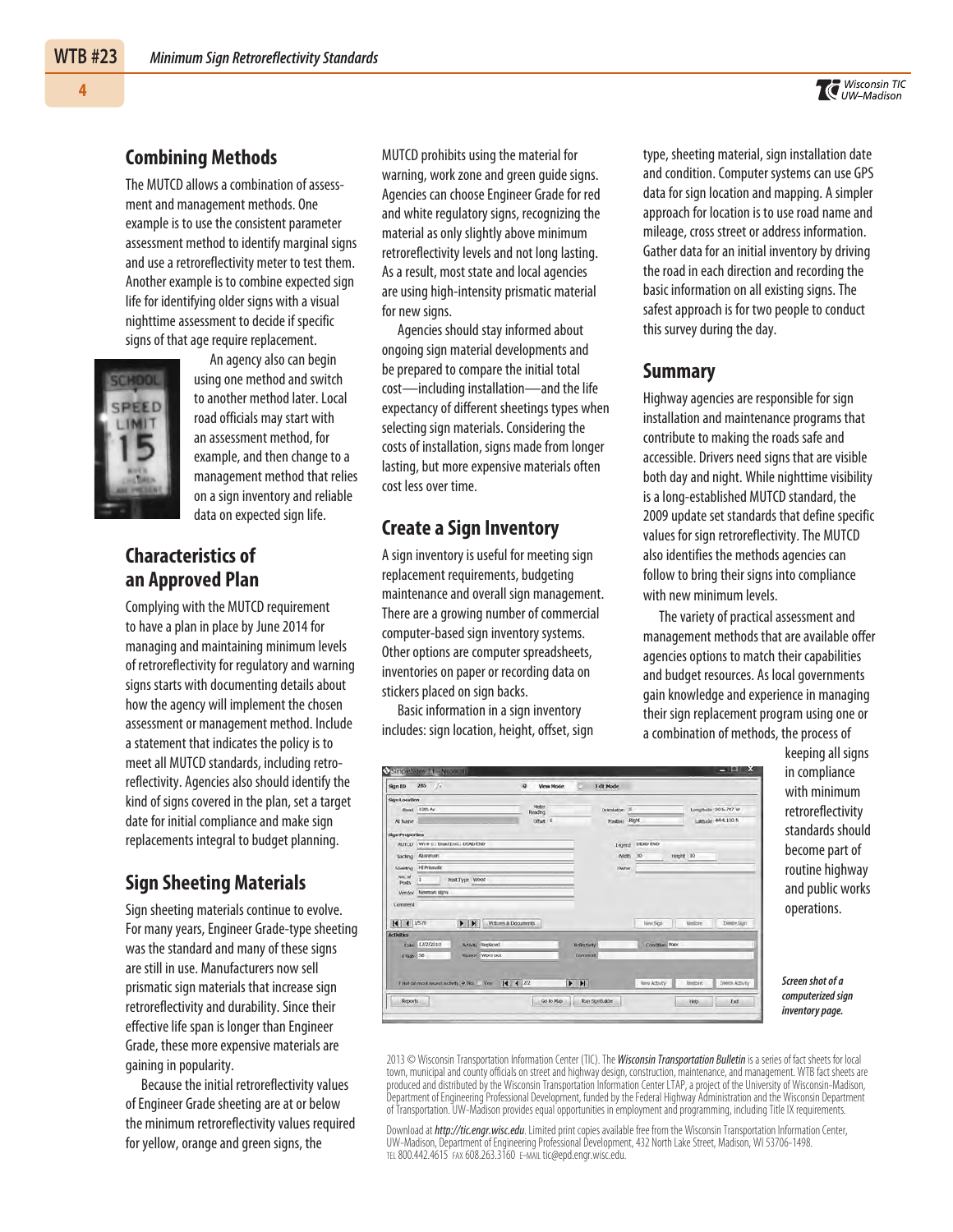## Combining Methods

The MUTCD allows a combination of assessment and management methods. One example is to use the consistent parameter assessment method to identify marginal signs and use a retroreflectivity meter to test them. Another example is to combine expected sign life for identifying older signs with a visual nighttime assessment to decide if specific signs of that age require replacement.

An agency also can begin using one method and switch to another method later. Local road officials may start with an assessment method, for example, and then change to a management method that relies on a sign inventory and reliable data on expected sign life.

## Characteristics of an Approved Plan

Complying with the MUTCD requirement to have a plan in place by June 2014 for managing and maintaining minimum levels of retroreflectivity for regulatory and warning signs starts with documenting details about how the agency will implement the chosen assessment or management method. Include a statement that indicates the policy is to meet all MUTCD standards, including retroreflectivity. Agencies also should identify the kind of signs covered in the plan, set a target date for initial compliance and make sign replacements integral to budget planning.

## Sign Sheeting Materials

Sign sheeting materials continue to evolve. For many years, Engineer Grade-type sheeting was the standard and many of these signs are still in use. Manufacturers now sell prismatic sign materials that increase sign retroreflectivity and durability. Since their effective life span is longer than Engineer Grade, these more expensive materials are gaining in popularity.

Because the initial retroreflectivity values of Engineer Grade sheeting are at or below the minimum retroreflectivity values required for yellow, orange and green signs, the MUTCD prohibits using the material for warning, work zone and green guide signs. Agencies can choose Engineer Grade for red and white regulatory signs, recognizing the material as only slightly above minimum retroreflectivity levels and not long lasting. As a result, most state and local agencies are using high-intensity prismatic material for new signs.

Agencies should stay informed about ongoing sign material developments and be prepared to compare the initial total cost—including installation—and the life expectancy of different sheetings types when selecting sign materials. Considering the costs of installation, signs made from longer lasting, but more expensive materials often cost less over time.

## Create a Sign Inventory

A sign inventory is useful for meeting sign replacement requirements, budgeting maintenance and overall sign management. There are a growing number of commercial computer-based sign inventory systems. Other options are computer spreadsheets, inventories on paper or recording data on stickers placed on sign backs.

Basic information in a sign inventory includes: sign location, height, offset, sign type, sheeting material, sign installation date and condition. Computer systems can use GPS data for sign location and mapping. A simpler approach for location is to use road name and mileage, cross street or address information. Gather data for an initial inventory by driving the road in each direction and recording the basic information on all existing signs. The safest approach is for two people to conduct this survey during the day.

## Summary

Highway agencies are responsible for sign installation and maintenance programs that contribute to making the roads safe and accessible. Drivers need signs that are visible both day and night. While nighttime visibility is a long-established MUTCD standard, the 2009 update set standards that define specific values for sign retroreflectivity. The MUTCD also identifies the methods agencies can follow to bring their signs into compliance with new minimum levels.

The variety of practical assessment and management methods that are available offer agencies options to match their capabilities and budget resources. As local governments gain knowledge and experience in managing their sign replacement program using one or a combination of methods, the process of keeping all signs in compliance with minimum retroreflectivity standards should become part of routine highway and public works operations.

*Screen shot of a computerized sign inventory page.*

2013 © Wisconsin Transportation Information Center (TIC). The ***Wisconsin Transportation Bulletin*** is a series of fact sheets for local town, municipal and county officials on street and highway design, construction, maintenance, and management. WTB fact sheets are produced and distributed by the Wisconsin Transportation Information Center LTAP, a project of the University of Wisconsin–Madison, Department of Engineering Professional Development, funded by the Federal Highway Administration and the Wisconsin Department of Transportation. UW–Madison provides equal opportunities in employment and programming, including Title IX requirements.

Download at ***http://tic.engr.wisc.edu***. Limited print copies available free from the Wisconsin Transportation Information Center, UW–Madison, Department of Engineering Professional Development, 432 North Lake Street, Madison, WI 53706-1498. TEL 800.442.4615 FAX 608.263.3160 E-MAIL tic@epd.engr.wisc.edu.